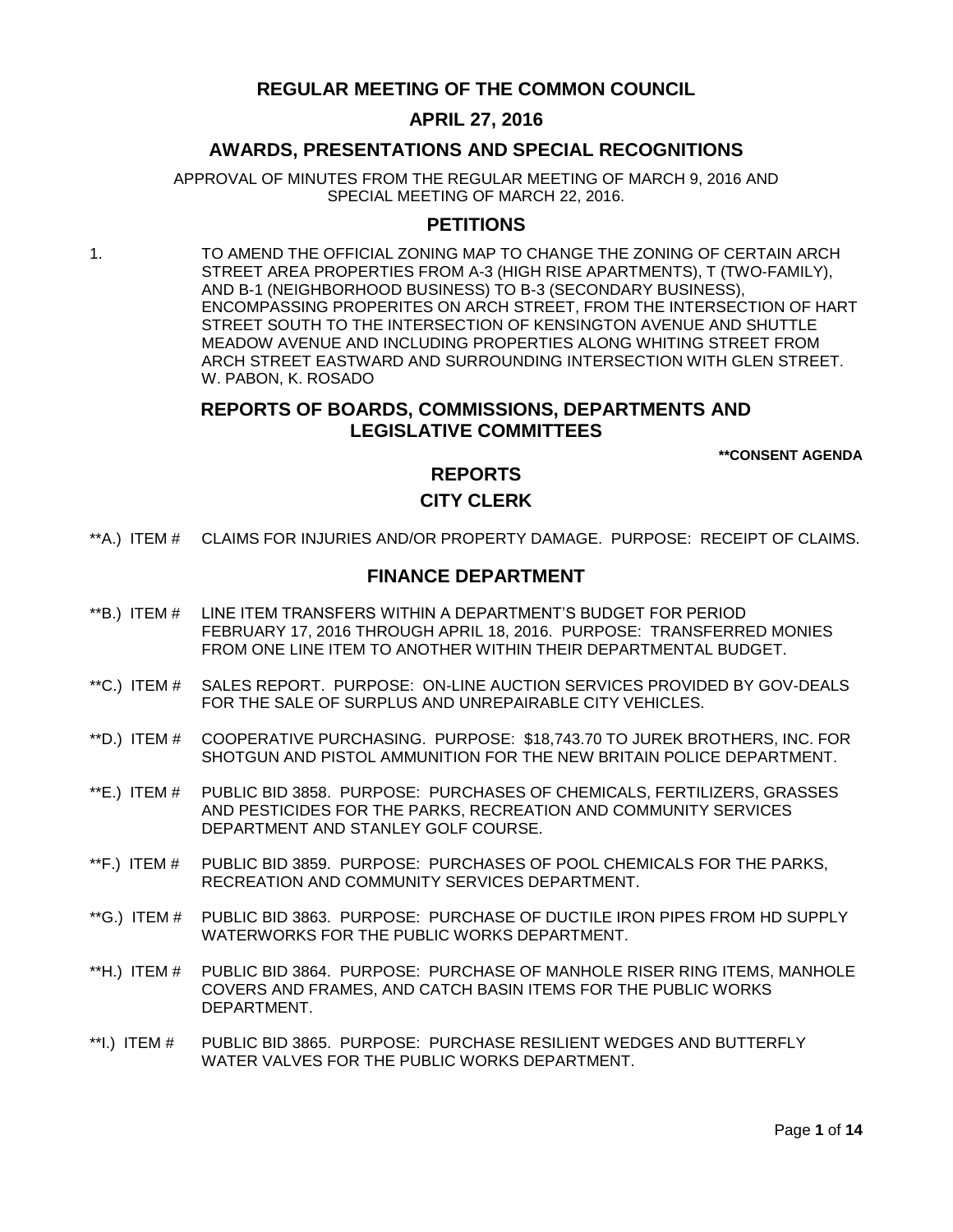# REGULAR MEETING OF THE COMMON COUNCIL

## APRIL 27, 2016

## AWARDS, PRESENTATIONS AND SPECIAL RECOGNITIONS

APPROVAL OF MINUTES FROM THE REGULAR MEETING OF MARCH 9, 2016 AND SPECIAL MEETING OF MARCH 22, 2016.

## PETITIONS

1. TO AMEND THE OFFICIAL ZONING MAP TO CHANGE THE ZONING OF CERTAIN ARCH STREET AREA PROPERTIES FROM A-3 (HIGH RISE APARTMENTS), T (TWO-FAMILY), AND B-1 (NEIGHBORHOOD BUSINESS) TO B-3 (SECONDARY BUSINESS), ENCOMPASSING PROPERITES ON ARCH STREET, FROM THE INTERSECTION OF HART STREET SOUTH TO THE INTERSECTION OF KENSINGTON AVENUE AND SHUTTLE MEADOW AVENUE AND INCLUDING PROPERTIES ALONG WHITING STREET FROM ARCH STREET EASTWARD AND SURROUNDING INTERSECTION WITH GLEN STREET. W. PABON, K. ROSADO

## REPORTS OF BOARDS, COMMISSIONS, DEPARTMENTS AND LEGISLATIVE COMMITTEES

**\*\*CONSENT AGENDA**

## REPORTS

### CITY CLERK

**A.) ITEM # CLAIMS FOR INJURIES AND/OR PROPERTY DAMAGE. PURPOSE: RECEIPT OF CLAIMS.

### FINANCE DEPARTMENT

**B.) ITEM # LINE ITEM TRANSFERS WITHIN A DEPARTMENT'S BUDGET FOR PERIOD FEBRUARY 17, 2016 THROUGH APRIL 18, 2016. PURPOSE: TRANSFERRED MONIES FROM ONE LINE ITEM TO ANOTHER WITHIN THEIR DEPARTMENTAL BUDGET.

**C.) ITEM # SALES REPORT. PURPOSE: ON-LINE AUCTION SERVICES PROVIDED BY GOV-DEALS FOR THE SALE OF SURPLUS AND UNREPAIRABLE CITY VEHICLES.

**D.) ITEM # COOPERATIVE PURCHASING. PURPOSE: $18,743.70 TO JUREK BROTHERS, INC. FOR SHOTGUN AND PISTOL AMMUNITION FOR THE NEW BRITAIN POLICE DEPARTMENT.

**E.) ITEM # PUBLIC BID 3858. PURPOSE: PURCHASES OF CHEMICALS, FERTILIZERS, GRASSES AND PESTICIDES FOR THE PARKS, RECREATION AND COMMUNITY SERVICES DEPARTMENT AND STANLEY GOLF COURSE.

**F.) ITEM # PUBLIC BID 3859. PURPOSE: PURCHASES OF POOL CHEMICALS FOR THE PARKS, RECREATION AND COMMUNITY SERVICES DEPARTMENT.

**G.) ITEM # PUBLIC BID 3863. PURPOSE: PURCHASE OF DUCTILE IRON PIPES FROM HD SUPPLY WATERWORKS FOR THE PUBLIC WORKS DEPARTMENT.

**H.) ITEM # PUBLIC BID 3864. PURPOSE: PURCHASE OF MANHOLE RISER RING ITEMS, MANHOLE COVERS AND FRAMES, AND CATCH BASIN ITEMS FOR THE PUBLIC WORKS DEPARTMENT.

**I.) ITEM # PUBLIC BID 3865. PURPOSE: PURCHASE RESILIENT WEDGES AND BUTTERFLY WATER VALVES FOR THE PUBLIC WORKS DEPARTMENT.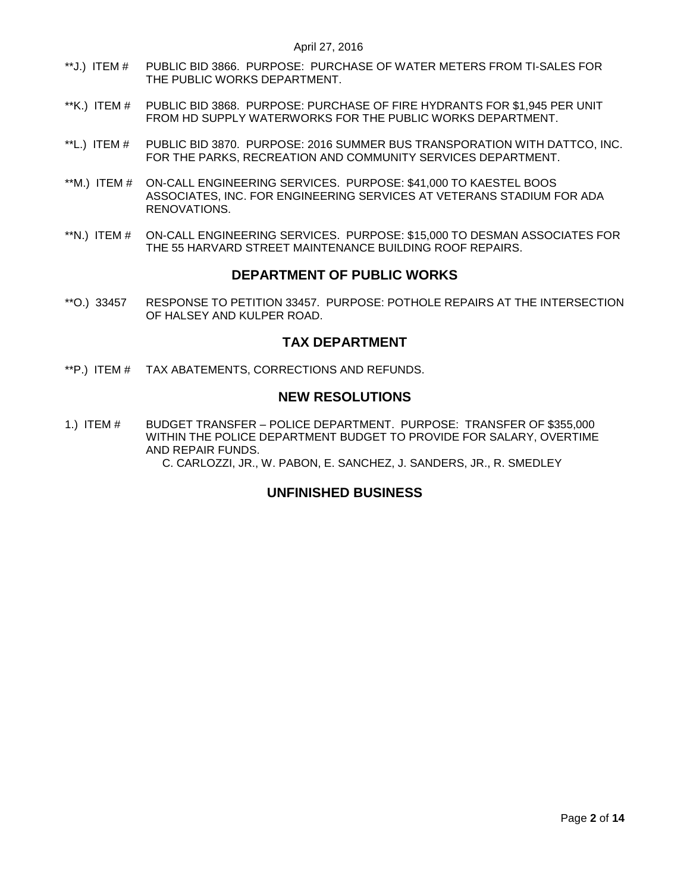**J.) ITEM # PUBLIC BID 3866. PURPOSE: PURCHASE OF WATER METERS FROM TI-SALES FOR THE PUBLIC WORKS DEPARTMENT.

**K.) ITEM # PUBLIC BID 3868. PURPOSE: PURCHASE OF FIRE HYDRANTS FOR $1,945 PER UNIT FROM HD SUPPLY WATERWORKS FOR THE PUBLIC WORKS DEPARTMENT.

**L.) ITEM # PUBLIC BID 3870. PURPOSE: 2016 SUMMER BUS TRANSPORATION WITH DATTCO, INC. FOR THE PARKS, RECREATION AND COMMUNITY SERVICES DEPARTMENT.

**M.) ITEM # ON-CALL ENGINEERING SERVICES. PURPOSE: $41,000 TO KAESTEL BOOS ASSOCIATES, INC. FOR ENGINEERING SERVICES AT VETERANS STADIUM FOR ADA RENOVATIONS.

**N.) ITEM # ON-CALL ENGINEERING SERVICES. PURPOSE: $15,000 TO DESMAN ASSOCIATES FOR THE 55 HARVARD STREET MAINTENANCE BUILDING ROOF REPAIRS.

## DEPARTMENT OF PUBLIC WORKS

**O.) 33457 RESPONSE TO PETITION 33457. PURPOSE: POTHOLE REPAIRS AT THE INTERSECTION OF HALSEY AND KULPER ROAD.

## TAX DEPARTMENT

**P.) ITEM # TAX ABATEMENTS, CORRECTIONS AND REFUNDS.

## NEW RESOLUTIONS

1.) ITEM # BUDGET TRANSFER – POLICE DEPARTMENT. PURPOSE: TRANSFER OF $355,000 WITHIN THE POLICE DEPARTMENT BUDGET TO PROVIDE FOR SALARY, OVERTIME AND REPAIR FUNDS.
C. CARLOZZI, JR., W. PABON, E. SANCHEZ, J. SANDERS, JR., R. SMEDLEY

## UNFINISHED BUSINESS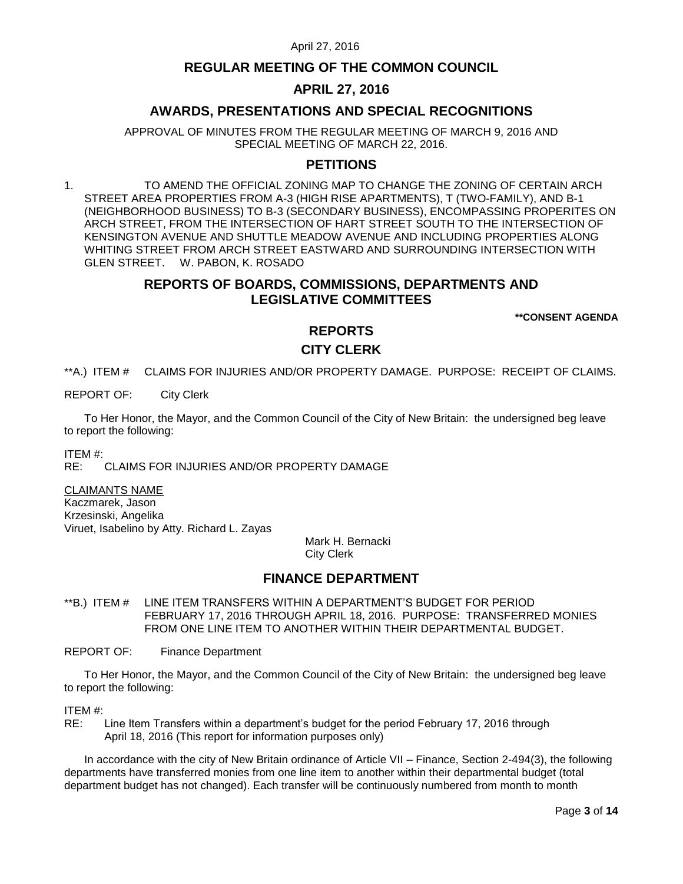# REGULAR MEETING OF THE COMMON COUNCIL

## APRIL 27, 2016

## AWARDS, PRESENTATIONS AND SPECIAL RECOGNITIONS

APPROVAL OF MINUTES FROM THE REGULAR MEETING OF MARCH 9, 2016 AND SPECIAL MEETING OF MARCH 22, 2016.

## PETITIONS

1. TO AMEND THE OFFICIAL ZONING MAP TO CHANGE THE ZONING OF CERTAIN ARCH STREET AREA PROPERTIES FROM A-3 (HIGH RISE APARTMENTS), T (TWO-FAMILY), AND B-1 (NEIGHBORHOOD BUSINESS) TO B-3 (SECONDARY BUSINESS), ENCOMPASSING PROPERITES ON ARCH STREET, FROM THE INTERSECTION OF HART STREET SOUTH TO THE INTERSECTION OF KENSINGTON AVENUE AND SHUTTLE MEADOW AVENUE AND INCLUDING PROPERTIES ALONG WHITING STREET FROM ARCH STREET EASTWARD AND SURROUNDING INTERSECTION WITH GLEN STREET. W. PABON, K. ROSADO

## REPORTS OF BOARDS, COMMISSIONS, DEPARTMENTS AND LEGISLATIVE COMMITTEES

**\*\*CONSENT AGENDA**

## REPORTS

## CITY CLERK

**A.) ITEM # CLAIMS FOR INJURIES AND/OR PROPERTY DAMAGE. PURPOSE: RECEIPT OF CLAIMS.

REPORT OF: City Clerk

To Her Honor, the Mayor, and the Common Council of the City of New Britain: the undersigned beg leave to report the following:

ITEM #:
RE: CLAIMS FOR INJURIES AND/OR PROPERTY DAMAGE

CLAIMANTS NAME
Kaczmarek, Jason
Krzesinski, Angelika
Viruet, Isabelino by Atty. Richard L. Zayas

Mark H. Bernacki
City Clerk

## FINANCE DEPARTMENT

**B.) ITEM # LINE ITEM TRANSFERS WITHIN A DEPARTMENT'S BUDGET FOR PERIOD FEBRUARY 17, 2016 THROUGH APRIL 18, 2016. PURPOSE: TRANSFERRED MONIES FROM ONE LINE ITEM TO ANOTHER WITHIN THEIR DEPARTMENTAL BUDGET.

REPORT OF: Finance Department

To Her Honor, the Mayor, and the Common Council of the City of New Britain: the undersigned beg leave to report the following:

ITEM #:
RE: Line Item Transfers within a department's budget for the period February 17, 2016 through April 18, 2016 (This report for information purposes only)

In accordance with the city of New Britain ordinance of Article VII – Finance, Section 2-494(3), the following departments have transferred monies from one line item to another within their departmental budget (total department budget has not changed). Each transfer will be continuously numbered from month to month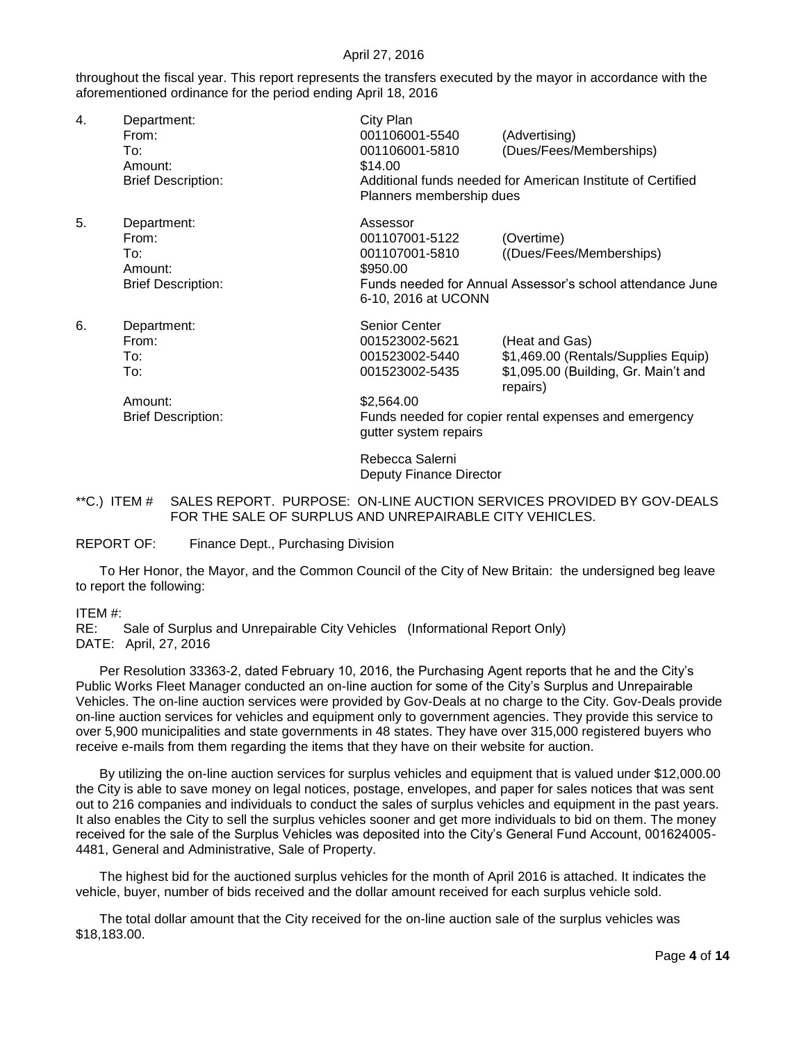throughout the fiscal year. This report represents the transfers executed by the mayor in accordance with the aforementioned ordinance for the period ending April 18, 2016

4. Department: City Plan
   From: 001106001-5540 (Advertising)
   To: 001106001-5810 (Dues/Fees/Memberships)
   Amount: $14.00
   Brief Description: Additional funds needed for American Institute of Certified Planners membership dues

5. Department: Assessor
   From: 001107001-5122 (Overtime)
   To: 001107001-5810 ((Dues/Fees/Memberships)
   Amount: $950.00
   Brief Description: Funds needed for Annual Assessor's school attendance June 6-10, 2016 at UCONN

6. Department: Senior Center
   From: 001523002-5621 (Heat and Gas)
   To: 001523002-5440 $1,469.00 (Rentals/Supplies Equip)
   To: 001523002-5435 $1,095.00 (Building, Gr. Main't and repairs)
   Amount: $2,564.00
   Brief Description: Funds needed for copier rental expenses and emergency gutter system repairs

Rebecca Salerni
Deputy Finance Director

**C.) ITEM # SALES REPORT. PURPOSE: ON-LINE AUCTION SERVICES PROVIDED BY GOV-DEALS FOR THE SALE OF SURPLUS AND UNREPAIRABLE CITY VEHICLES.

REPORT OF: Finance Dept., Purchasing Division

To Her Honor, the Mayor, and the Common Council of the City of New Britain: the undersigned beg leave to report the following:

ITEM #:
RE: Sale of Surplus and Unrepairable City Vehicles (Informational Report Only)
DATE: April, 27, 2016

Per Resolution 33363-2, dated February 10, 2016, the Purchasing Agent reports that he and the City's Public Works Fleet Manager conducted an on-line auction for some of the City's Surplus and Unrepairable Vehicles. The on-line auction services were provided by Gov-Deals at no charge to the City. Gov-Deals provide on-line auction services for vehicles and equipment only to government agencies. They provide this service to over 5,900 municipalities and state governments in 48 states. They have over 315,000 registered buyers who receive e-mails from them regarding the items that they have on their website for auction.

By utilizing the on-line auction services for surplus vehicles and equipment that is valued under $12,000.00 the City is able to save money on legal notices, postage, envelopes, and paper for sales notices that was sent out to 216 companies and individuals to conduct the sales of surplus vehicles and equipment in the past years. It also enables the City to sell the surplus vehicles sooner and get more individuals to bid on them. The money received for the sale of the Surplus Vehicles was deposited into the City's General Fund Account, 001624005-4481, General and Administrative, Sale of Property.

The highest bid for the auctioned surplus vehicles for the month of April 2016 is attached. It indicates the vehicle, buyer, number of bids received and the dollar amount received for each surplus vehicle sold.

The total dollar amount that the City received for the on-line auction sale of the surplus vehicles was $18,183.00.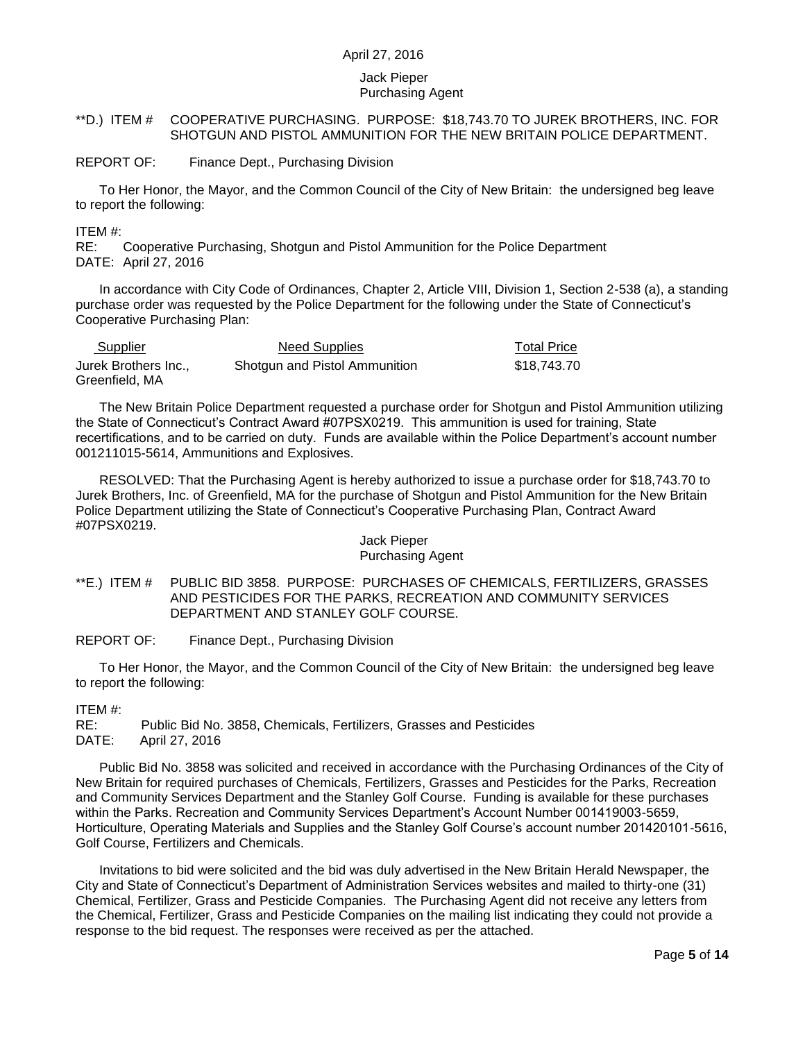April 27, 2016

Jack Pieper
Purchasing Agent

**D.) ITEM # COOPERATIVE PURCHASING. PURPOSE: $18,743.70 TO JUREK BROTHERS, INC. FOR SHOTGUN AND PISTOL AMMUNITION FOR THE NEW BRITAIN POLICE DEPARTMENT.

REPORT OF: Finance Dept., Purchasing Division

To Her Honor, the Mayor, and the Common Council of the City of New Britain: the undersigned beg leave to report the following:

ITEM #:
RE: Cooperative Purchasing, Shotgun and Pistol Ammunition for the Police Department
DATE: April 27, 2016

In accordance with City Code of Ordinances, Chapter 2, Article VIII, Division 1, Section 2-538 (a), a standing purchase order was requested by the Police Department for the following under the State of Connecticut's Cooperative Purchasing Plan:

| Supplier | Need Supplies | Total Price |
|---|---|---|
| Jurek Brothers Inc., Greenfield, MA | Shotgun and Pistol Ammunition | $18,743.70 |

The New Britain Police Department requested a purchase order for Shotgun and Pistol Ammunition utilizing the State of Connecticut's Contract Award #07PSX0219. This ammunition is used for training, State recertifications, and to be carried on duty. Funds are available within the Police Department's account number 001211015-5614, Ammunitions and Explosives.

RESOLVED: That the Purchasing Agent is hereby authorized to issue a purchase order for $18,743.70 to Jurek Brothers, Inc. of Greenfield, MA for the purchase of Shotgun and Pistol Ammunition for the New Britain Police Department utilizing the State of Connecticut's Cooperative Purchasing Plan, Contract Award #07PSX0219.

Jack Pieper
Purchasing Agent

**E.) ITEM # PUBLIC BID 3858. PURPOSE: PURCHASES OF CHEMICALS, FERTILIZERS, GRASSES AND PESTICIDES FOR THE PARKS, RECREATION AND COMMUNITY SERVICES DEPARTMENT AND STANLEY GOLF COURSE.

REPORT OF: Finance Dept., Purchasing Division

To Her Honor, the Mayor, and the Common Council of the City of New Britain: the undersigned beg leave to report the following:

ITEM #:
RE: Public Bid No. 3858, Chemicals, Fertilizers, Grasses and Pesticides
DATE: April 27, 2016

Public Bid No. 3858 was solicited and received in accordance with the Purchasing Ordinances of the City of New Britain for required purchases of Chemicals, Fertilizers, Grasses and Pesticides for the Parks, Recreation and Community Services Department and the Stanley Golf Course. Funding is available for these purchases within the Parks. Recreation and Community Services Department's Account Number 001419003-5659, Horticulture, Operating Materials and Supplies and the Stanley Golf Course's account number 201420101-5616, Golf Course, Fertilizers and Chemicals.

Invitations to bid were solicited and the bid was duly advertised in the New Britain Herald Newspaper, the City and State of Connecticut's Department of Administration Services websites and mailed to thirty-one (31) Chemical, Fertilizer, Grass and Pesticide Companies. The Purchasing Agent did not receive any letters from the Chemical, Fertilizer, Grass and Pesticide Companies on the mailing list indicating they could not provide a response to the bid request. The responses were received as per the attached.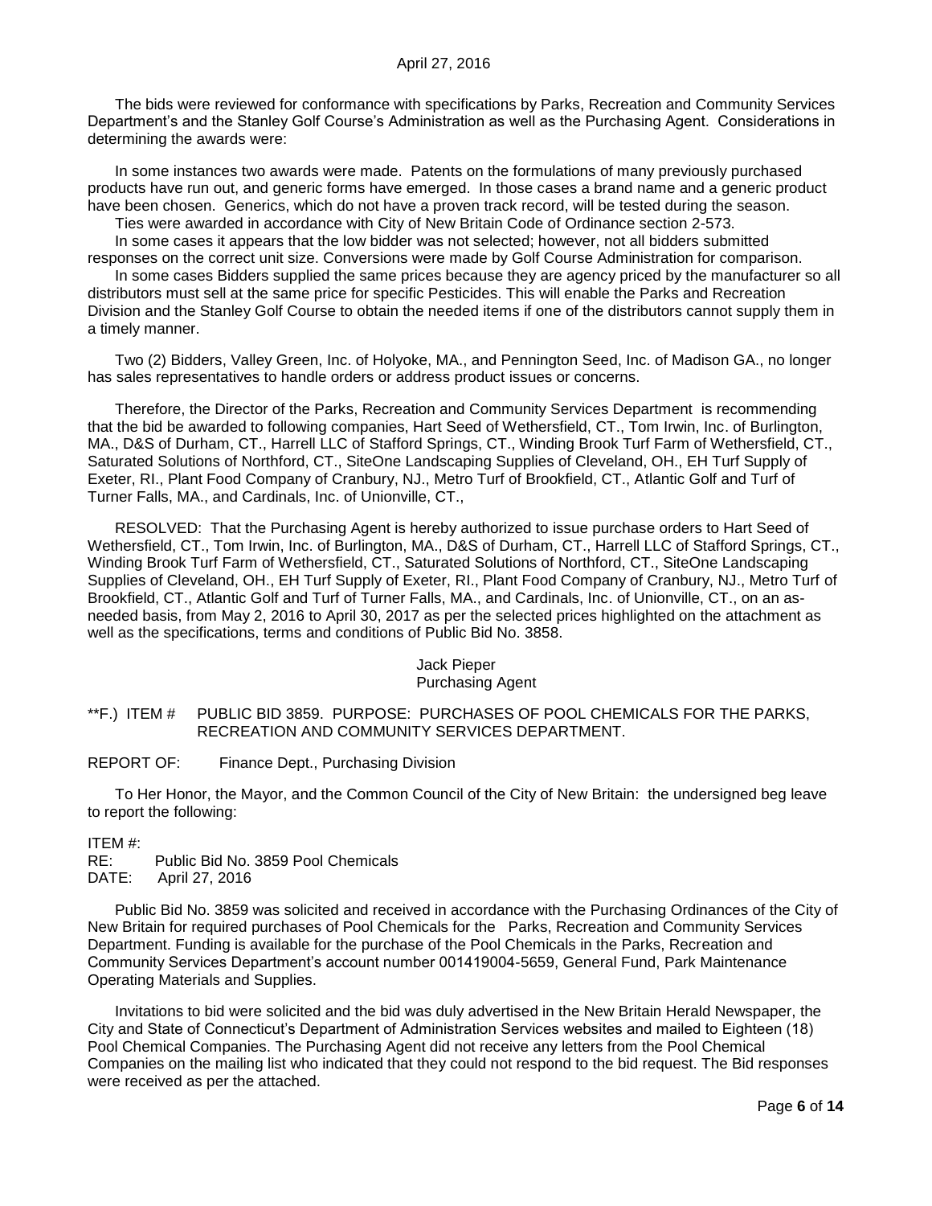The bids were reviewed for conformance with specifications by Parks, Recreation and Community Services Department's and the Stanley Golf Course's Administration as well as the Purchasing Agent. Considerations in determining the awards were:

In some instances two awards were made. Patents on the formulations of many previously purchased products have run out, and generic forms have emerged. In those cases a brand name and a generic product have been chosen. Generics, which do not have a proven track record, will be tested during the season.

Ties were awarded in accordance with City of New Britain Code of Ordinance section 2-573.

In some cases it appears that the low bidder was not selected; however, not all bidders submitted responses on the correct unit size. Conversions were made by Golf Course Administration for comparison.

In some cases Bidders supplied the same prices because they are agency priced by the manufacturer so all distributors must sell at the same price for specific Pesticides. This will enable the Parks and Recreation Division and the Stanley Golf Course to obtain the needed items if one of the distributors cannot supply them in a timely manner.

Two (2) Bidders, Valley Green, Inc. of Holyoke, MA., and Pennington Seed, Inc. of Madison GA., no longer has sales representatives to handle orders or address product issues or concerns.

Therefore, the Director of the Parks, Recreation and Community Services Department is recommending that the bid be awarded to following companies, Hart Seed of Wethersfield, CT., Tom Irwin, Inc. of Burlington, MA., D&S of Durham, CT., Harrell LLC of Stafford Springs, CT., Winding Brook Turf Farm of Wethersfield, CT., Saturated Solutions of Northford, CT., SiteOne Landscaping Supplies of Cleveland, OH., EH Turf Supply of Exeter, RI., Plant Food Company of Cranbury, NJ., Metro Turf of Brookfield, CT., Atlantic Golf and Turf of Turner Falls, MA., and Cardinals, Inc. of Unionville, CT.,

RESOLVED: That the Purchasing Agent is hereby authorized to issue purchase orders to Hart Seed of Wethersfield, CT., Tom Irwin, Inc. of Burlington, MA., D&S of Durham, CT., Harrell LLC of Stafford Springs, CT., Winding Brook Turf Farm of Wethersfield, CT., Saturated Solutions of Northford, CT., SiteOne Landscaping Supplies of Cleveland, OH., EH Turf Supply of Exeter, RI., Plant Food Company of Cranbury, NJ., Metro Turf of Brookfield, CT., Atlantic Golf and Turf of Turner Falls, MA., and Cardinals, Inc. of Unionville, CT., on an as-needed basis, from May 2, 2016 to April 30, 2017 as per the selected prices highlighted on the attachment as well as the specifications, terms and conditions of Public Bid No. 3858.

Jack Pieper
Purchasing Agent

**F.) ITEM # PUBLIC BID 3859. PURPOSE: PURCHASES OF POOL CHEMICALS FOR THE PARKS, RECREATION AND COMMUNITY SERVICES DEPARTMENT.

REPORT OF: Finance Dept., Purchasing Division

To Her Honor, the Mayor, and the Common Council of the City of New Britain: the undersigned beg leave to report the following:

ITEM #:
RE: Public Bid No. 3859 Pool Chemicals
DATE: April 27, 2016

Public Bid No. 3859 was solicited and received in accordance with the Purchasing Ordinances of the City of New Britain for required purchases of Pool Chemicals for the Parks, Recreation and Community Services Department. Funding is available for the purchase of the Pool Chemicals in the Parks, Recreation and Community Services Department's account number 001419004-5659, General Fund, Park Maintenance Operating Materials and Supplies.

Invitations to bid were solicited and the bid was duly advertised in the New Britain Herald Newspaper, the City and State of Connecticut's Department of Administration Services websites and mailed to Eighteen (18) Pool Chemical Companies. The Purchasing Agent did not receive any letters from the Pool Chemical Companies on the mailing list who indicated that they could not respond to the bid request. The Bid responses were received as per the attached.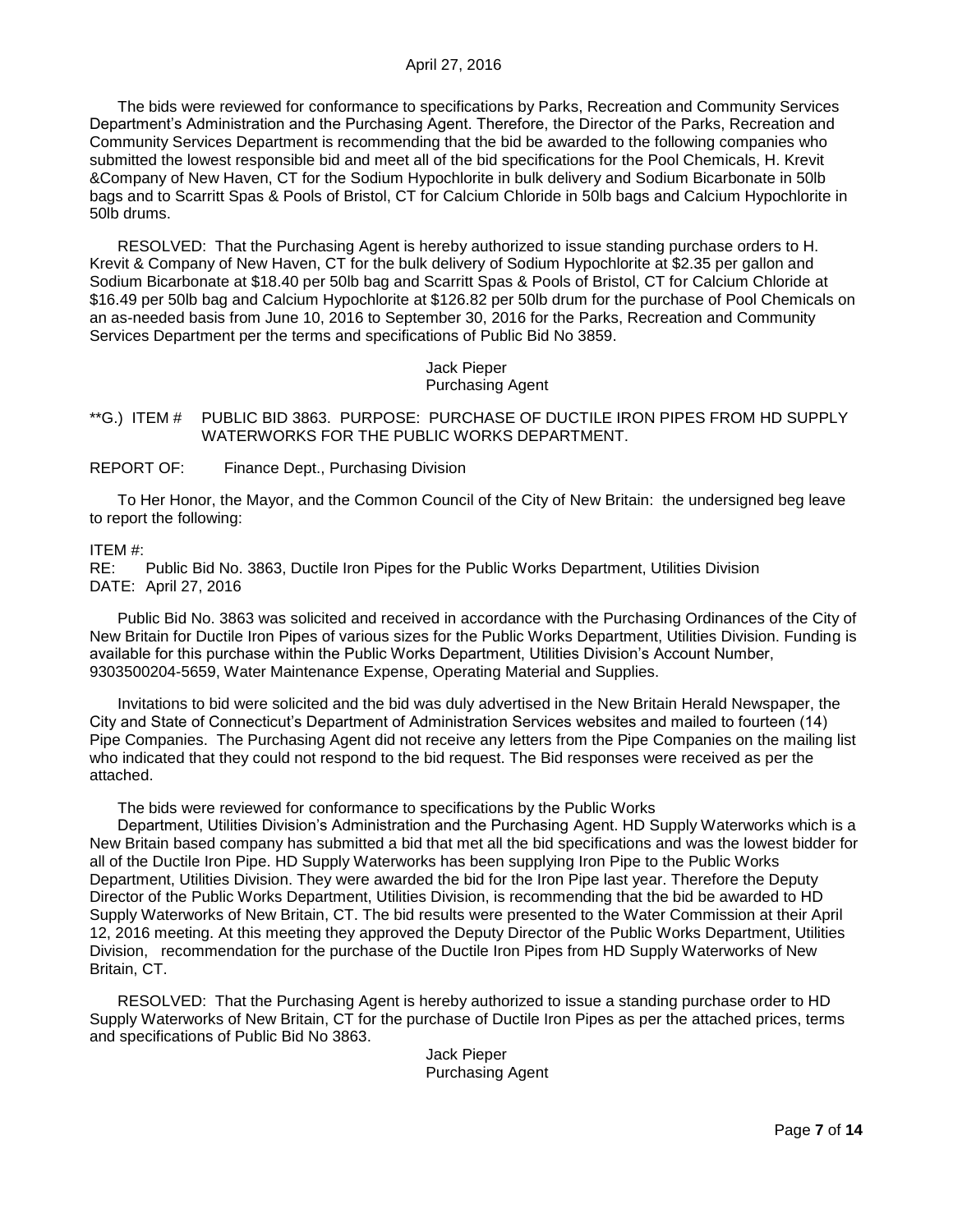The bids were reviewed for conformance to specifications by Parks, Recreation and Community Services Department's Administration and the Purchasing Agent. Therefore, the Director of the Parks, Recreation and Community Services Department is recommending that the bid be awarded to the following companies who submitted the lowest responsible bid and meet all of the bid specifications for the Pool Chemicals, H. Krevit &Company of New Haven, CT for the Sodium Hypochlorite in bulk delivery and Sodium Bicarbonate in 50lb bags and to Scarritt Spas & Pools of Bristol, CT for Calcium Chloride in 50lb bags and Calcium Hypochlorite in 50lb drums.

RESOLVED: That the Purchasing Agent is hereby authorized to issue standing purchase orders to H. Krevit & Company of New Haven, CT for the bulk delivery of Sodium Hypochlorite at $2.35 per gallon and Sodium Bicarbonate at $18.40 per 50lb bag and Scarritt Spas & Pools of Bristol, CT for Calcium Chloride at $16.49 per 50lb bag and Calcium Hypochlorite at $126.82 per 50lb drum for the purchase of Pool Chemicals on an as-needed basis from June 10, 2016 to September 30, 2016 for the Parks, Recreation and Community Services Department per the terms and specifications of Public Bid No 3859.

Jack Pieper
Purchasing Agent

**G.) ITEM # PUBLIC BID 3863. PURPOSE: PURCHASE OF DUCTILE IRON PIPES FROM HD SUPPLY WATERWORKS FOR THE PUBLIC WORKS DEPARTMENT.

REPORT OF: Finance Dept., Purchasing Division

To Her Honor, the Mayor, and the Common Council of the City of New Britain: the undersigned beg leave to report the following:

ITEM #:
RE: Public Bid No. 3863, Ductile Iron Pipes for the Public Works Department, Utilities Division
DATE: April 27, 2016

Public Bid No. 3863 was solicited and received in accordance with the Purchasing Ordinances of the City of New Britain for Ductile Iron Pipes of various sizes for the Public Works Department, Utilities Division. Funding is available for this purchase within the Public Works Department, Utilities Division's Account Number, 9303500204-5659, Water Maintenance Expense, Operating Material and Supplies.

Invitations to bid were solicited and the bid was duly advertised in the New Britain Herald Newspaper, the City and State of Connecticut's Department of Administration Services websites and mailed to fourteen (14) Pipe Companies. The Purchasing Agent did not receive any letters from the Pipe Companies on the mailing list who indicated that they could not respond to the bid request. The Bid responses were received as per the attached.

The bids were reviewed for conformance to specifications by the Public Works Department, Utilities Division's Administration and the Purchasing Agent. HD Supply Waterworks which is a New Britain based company has submitted a bid that met all the bid specifications and was the lowest bidder for all of the Ductile Iron Pipe. HD Supply Waterworks has been supplying Iron Pipe to the Public Works Department, Utilities Division. They were awarded the bid for the Iron Pipe last year. Therefore the Deputy Director of the Public Works Department, Utilities Division, is recommending that the bid be awarded to HD Supply Waterworks of New Britain, CT. The bid results were presented to the Water Commission at their April 12, 2016 meeting. At this meeting they approved the Deputy Director of the Public Works Department, Utilities Division, recommendation for the purchase of the Ductile Iron Pipes from HD Supply Waterworks of New Britain, CT.

RESOLVED: That the Purchasing Agent is hereby authorized to issue a standing purchase order to HD Supply Waterworks of New Britain, CT for the purchase of Ductile Iron Pipes as per the attached prices, terms and specifications of Public Bid No 3863.

Jack Pieper
Purchasing Agent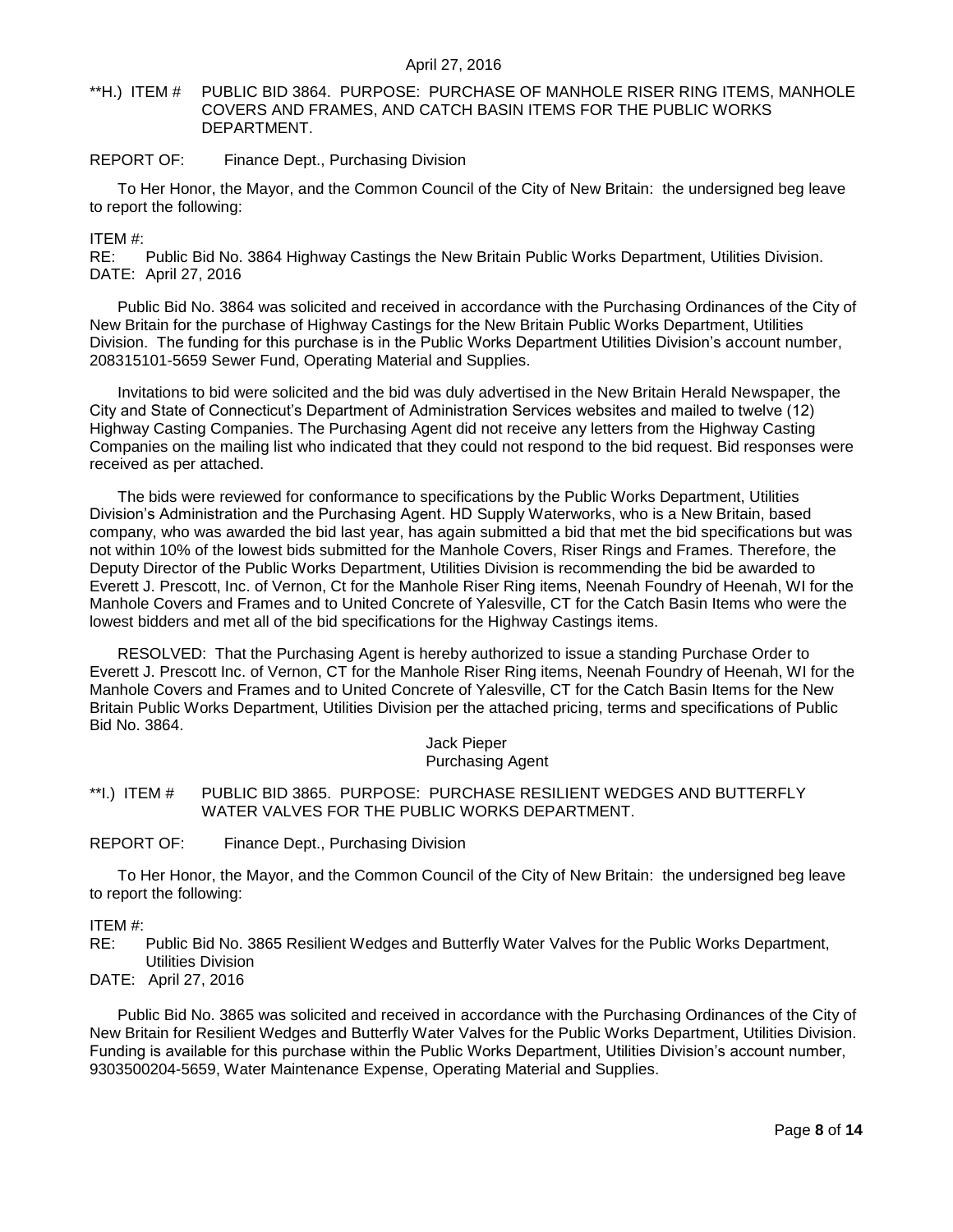**H.) ITEM # PUBLIC BID 3864. PURPOSE: PURCHASE OF MANHOLE RISER RING ITEMS, MANHOLE COVERS AND FRAMES, AND CATCH BASIN ITEMS FOR THE PUBLIC WORKS DEPARTMENT.

REPORT OF: Finance Dept., Purchasing Division

To Her Honor, the Mayor, and the Common Council of the City of New Britain: the undersigned beg leave to report the following:

ITEM #:
RE: Public Bid No. 3864 Highway Castings the New Britain Public Works Department, Utilities Division.
DATE: April 27, 2016

Public Bid No. 3864 was solicited and received in accordance with the Purchasing Ordinances of the City of New Britain for the purchase of Highway Castings for the New Britain Public Works Department, Utilities Division. The funding for this purchase is in the Public Works Department Utilities Division's account number, 208315101-5659 Sewer Fund, Operating Material and Supplies.

Invitations to bid were solicited and the bid was duly advertised in the New Britain Herald Newspaper, the City and State of Connecticut's Department of Administration Services websites and mailed to twelve (12) Highway Casting Companies. The Purchasing Agent did not receive any letters from the Highway Casting Companies on the mailing list who indicated that they could not respond to the bid request. Bid responses were received as per attached.

The bids were reviewed for conformance to specifications by the Public Works Department, Utilities Division's Administration and the Purchasing Agent. HD Supply Waterworks, who is a New Britain, based company, who was awarded the bid last year, has again submitted a bid that met the bid specifications but was not within 10% of the lowest bids submitted for the Manhole Covers, Riser Rings and Frames. Therefore, the Deputy Director of the Public Works Department, Utilities Division is recommending the bid be awarded to Everett J. Prescott, Inc. of Vernon, Ct for the Manhole Riser Ring items, Neenah Foundry of Heenah, WI for the Manhole Covers and Frames and to United Concrete of Yalesville, CT for the Catch Basin Items who were the lowest bidders and met all of the bid specifications for the Highway Castings items.

RESOLVED: That the Purchasing Agent is hereby authorized to issue a standing Purchase Order to Everett J. Prescott Inc. of Vernon, CT for the Manhole Riser Ring items, Neenah Foundry of Heenah, WI for the Manhole Covers and Frames and to United Concrete of Yalesville, CT for the Catch Basin Items for the New Britain Public Works Department, Utilities Division per the attached pricing, terms and specifications of Public Bid No. 3864.

Jack Pieper
Purchasing Agent

**I.) ITEM # PUBLIC BID 3865. PURPOSE: PURCHASE RESILIENT WEDGES AND BUTTERFLY WATER VALVES FOR THE PUBLIC WORKS DEPARTMENT.

REPORT OF: Finance Dept., Purchasing Division

To Her Honor, the Mayor, and the Common Council of the City of New Britain: the undersigned beg leave to report the following:

ITEM #:
RE: Public Bid No. 3865 Resilient Wedges and Butterfly Water Valves for the Public Works Department, Utilities Division
DATE: April 27, 2016

Public Bid No. 3865 was solicited and received in accordance with the Purchasing Ordinances of the City of New Britain for Resilient Wedges and Butterfly Water Valves for the Public Works Department, Utilities Division. Funding is available for this purchase within the Public Works Department, Utilities Division's account number, 9303500204-5659, Water Maintenance Expense, Operating Material and Supplies.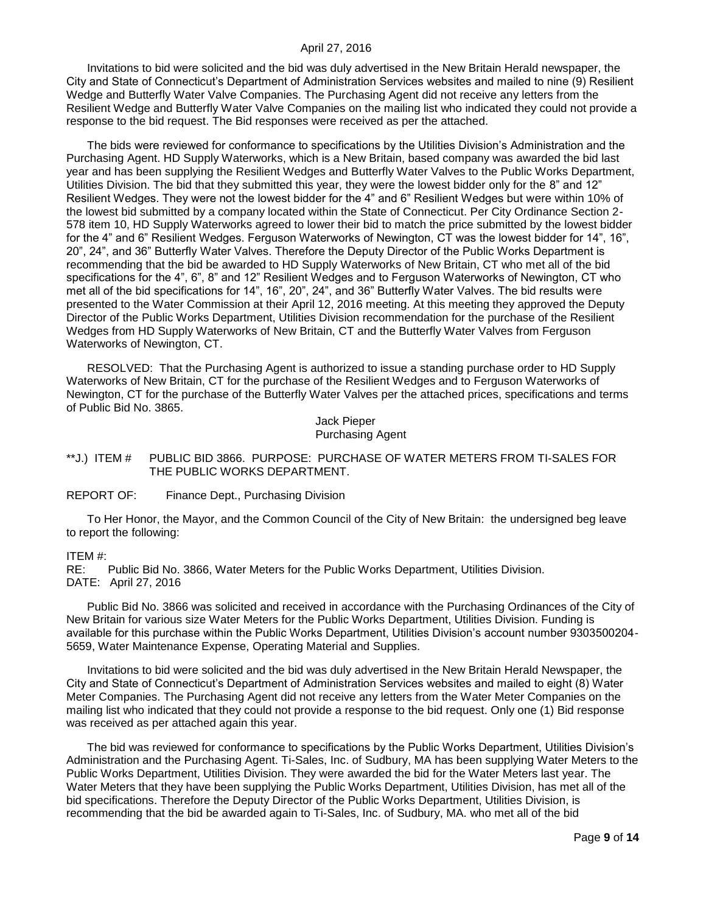Invitations to bid were solicited and the bid was duly advertised in the New Britain Herald newspaper, the City and State of Connecticut's Department of Administration Services websites and mailed to nine (9) Resilient Wedge and Butterfly Water Valve Companies. The Purchasing Agent did not receive any letters from the Resilient Wedge and Butterfly Water Valve Companies on the mailing list who indicated they could not provide a response to the bid request. The Bid responses were received as per the attached.

The bids were reviewed for conformance to specifications by the Utilities Division's Administration and the Purchasing Agent. HD Supply Waterworks, which is a New Britain, based company was awarded the bid last year and has been supplying the Resilient Wedges and Butterfly Water Valves to the Public Works Department, Utilities Division. The bid that they submitted this year, they were the lowest bidder only for the 8" and 12" Resilient Wedges. They were not the lowest bidder for the 4" and 6" Resilient Wedges but were within 10% of the lowest bid submitted by a company located within the State of Connecticut. Per City Ordinance Section 2-578 item 10, HD Supply Waterworks agreed to lower their bid to match the price submitted by the lowest bidder for the 4" and 6" Resilient Wedges. Ferguson Waterworks of Newington, CT was the lowest bidder for 14", 16", 20", 24", and 36" Butterfly Water Valves. Therefore the Deputy Director of the Public Works Department is recommending that the bid be awarded to HD Supply Waterworks of New Britain, CT who met all of the bid specifications for the 4", 6", 8" and 12" Resilient Wedges and to Ferguson Waterworks of Newington, CT who met all of the bid specifications for 14", 16", 20", 24", and 36" Butterfly Water Valves. The bid results were presented to the Water Commission at their April 12, 2016 meeting. At this meeting they approved the Deputy Director of the Public Works Department, Utilities Division recommendation for the purchase of the Resilient Wedges from HD Supply Waterworks of New Britain, CT and the Butterfly Water Valves from Ferguson Waterworks of Newington, CT.

RESOLVED: That the Purchasing Agent is authorized to issue a standing purchase order to HD Supply Waterworks of New Britain, CT for the purchase of the Resilient Wedges and to Ferguson Waterworks of Newington, CT for the purchase of the Butterfly Water Valves per the attached prices, specifications and terms of Public Bid No. 3865.

Jack Pieper
Purchasing Agent

**J.) ITEM # PUBLIC BID 3866. PURPOSE: PURCHASE OF WATER METERS FROM TI-SALES FOR THE PUBLIC WORKS DEPARTMENT.

REPORT OF: Finance Dept., Purchasing Division

To Her Honor, the Mayor, and the Common Council of the City of New Britain: the undersigned beg leave to report the following:

ITEM #:
RE: Public Bid No. 3866, Water Meters for the Public Works Department, Utilities Division.
DATE: April 27, 2016

Public Bid No. 3866 was solicited and received in accordance with the Purchasing Ordinances of the City of New Britain for various size Water Meters for the Public Works Department, Utilities Division. Funding is available for this purchase within the Public Works Department, Utilities Division's account number 9303500204-5659, Water Maintenance Expense, Operating Material and Supplies.

Invitations to bid were solicited and the bid was duly advertised in the New Britain Herald Newspaper, the City and State of Connecticut's Department of Administration Services websites and mailed to eight (8) Water Meter Companies. The Purchasing Agent did not receive any letters from the Water Meter Companies on the mailing list who indicated that they could not provide a response to the bid request. Only one (1) Bid response was received as per attached again this year.

The bid was reviewed for conformance to specifications by the Public Works Department, Utilities Division's Administration and the Purchasing Agent. Ti-Sales, Inc. of Sudbury, MA has been supplying Water Meters to the Public Works Department, Utilities Division. They were awarded the bid for the Water Meters last year. The Water Meters that they have been supplying the Public Works Department, Utilities Division, has met all of the bid specifications. Therefore the Deputy Director of the Public Works Department, Utilities Division, is recommending that the bid be awarded again to Ti-Sales, Inc. of Sudbury, MA. who met all of the bid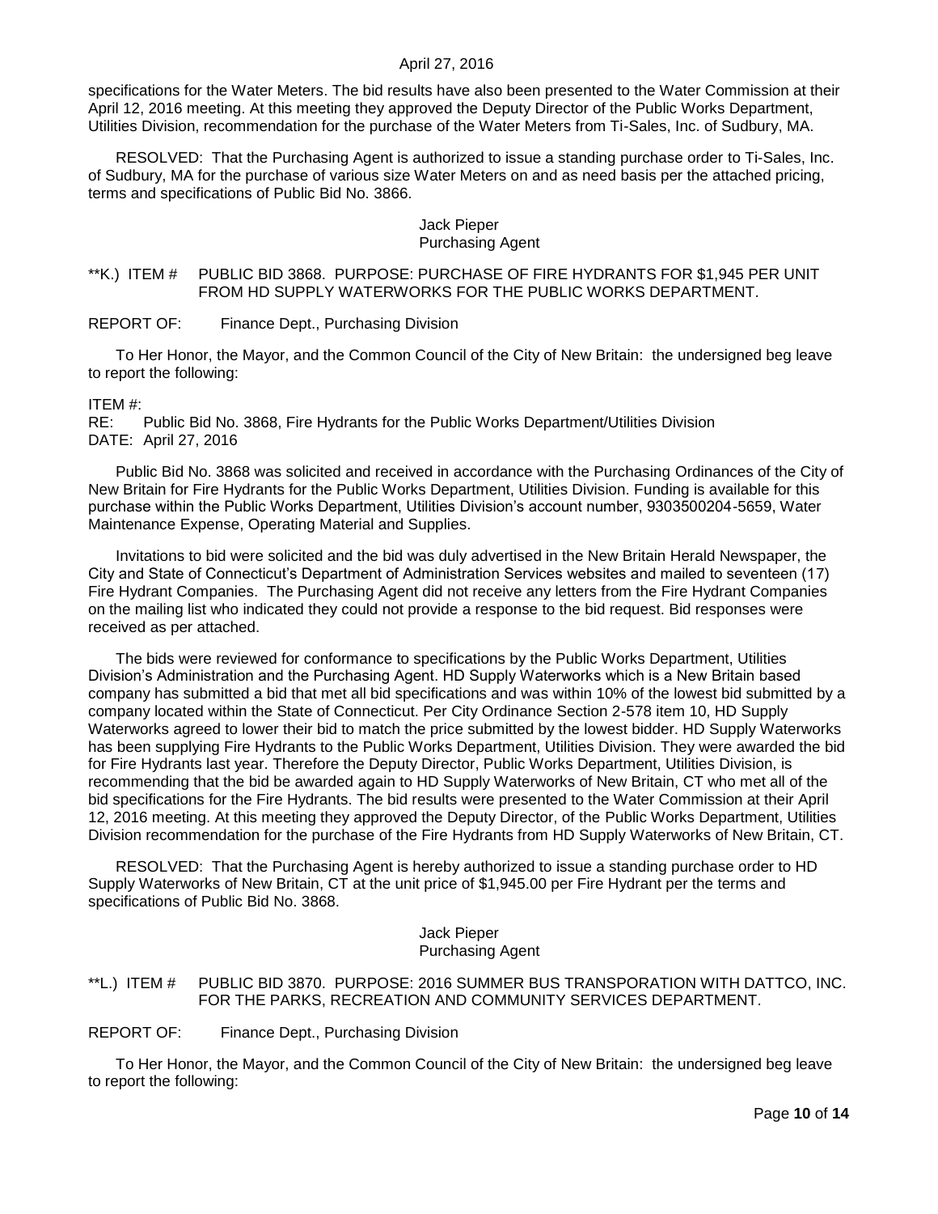specifications for the Water Meters. The bid results have also been presented to the Water Commission at their April 12, 2016 meeting. At this meeting they approved the Deputy Director of the Public Works Department, Utilities Division, recommendation for the purchase of the Water Meters from Ti-Sales, Inc. of Sudbury, MA.

RESOLVED: That the Purchasing Agent is authorized to issue a standing purchase order to Ti-Sales, Inc. of Sudbury, MA for the purchase of various size Water Meters on and as need basis per the attached pricing, terms and specifications of Public Bid No. 3866.

Jack Pieper
Purchasing Agent

**K.) ITEM # PUBLIC BID 3868. PURPOSE: PURCHASE OF FIRE HYDRANTS FOR $1,945 PER UNIT FROM HD SUPPLY WATERWORKS FOR THE PUBLIC WORKS DEPARTMENT.

REPORT OF: Finance Dept., Purchasing Division

To Her Honor, the Mayor, and the Common Council of the City of New Britain: the undersigned beg leave to report the following:

ITEM #:
RE: Public Bid No. 3868, Fire Hydrants for the Public Works Department/Utilities Division
DATE: April 27, 2016

Public Bid No. 3868 was solicited and received in accordance with the Purchasing Ordinances of the City of New Britain for Fire Hydrants for the Public Works Department, Utilities Division. Funding is available for this purchase within the Public Works Department, Utilities Division's account number, 9303500204-5659, Water Maintenance Expense, Operating Material and Supplies.

Invitations to bid were solicited and the bid was duly advertised in the New Britain Herald Newspaper, the City and State of Connecticut's Department of Administration Services websites and mailed to seventeen (17) Fire Hydrant Companies. The Purchasing Agent did not receive any letters from the Fire Hydrant Companies on the mailing list who indicated they could not provide a response to the bid request. Bid responses were received as per attached.

The bids were reviewed for conformance to specifications by the Public Works Department, Utilities Division's Administration and the Purchasing Agent. HD Supply Waterworks which is a New Britain based company has submitted a bid that met all bid specifications and was within 10% of the lowest bid submitted by a company located within the State of Connecticut. Per City Ordinance Section 2-578 item 10, HD Supply Waterworks agreed to lower their bid to match the price submitted by the lowest bidder. HD Supply Waterworks has been supplying Fire Hydrants to the Public Works Department, Utilities Division. They were awarded the bid for Fire Hydrants last year. Therefore the Deputy Director, Public Works Department, Utilities Division, is recommending that the bid be awarded again to HD Supply Waterworks of New Britain, CT who met all of the bid specifications for the Fire Hydrants. The bid results were presented to the Water Commission at their April 12, 2016 meeting. At this meeting they approved the Deputy Director, of the Public Works Department, Utilities Division recommendation for the purchase of the Fire Hydrants from HD Supply Waterworks of New Britain, CT.

RESOLVED: That the Purchasing Agent is hereby authorized to issue a standing purchase order to HD Supply Waterworks of New Britain, CT at the unit price of $1,945.00 per Fire Hydrant per the terms and specifications of Public Bid No. 3868.

Jack Pieper
Purchasing Agent

**L.) ITEM # PUBLIC BID 3870. PURPOSE: 2016 SUMMER BUS TRANSPORATION WITH DATTCO, INC. FOR THE PARKS, RECREATION AND COMMUNITY SERVICES DEPARTMENT.

REPORT OF: Finance Dept., Purchasing Division

To Her Honor, the Mayor, and the Common Council of the City of New Britain: the undersigned beg leave to report the following: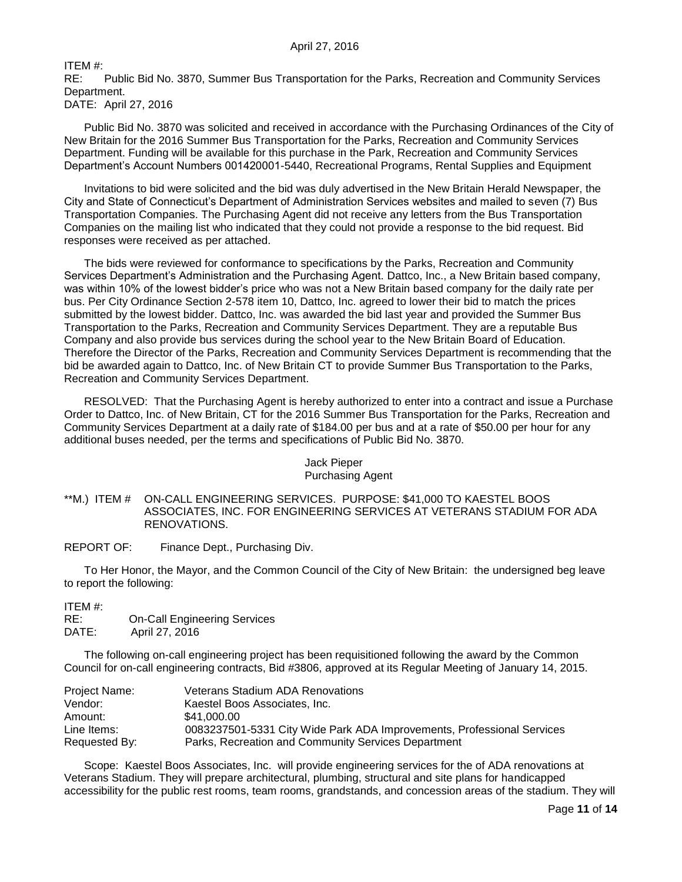ITEM #:
RE: Public Bid No. 3870, Summer Bus Transportation for the Parks, Recreation and Community Services Department.
DATE: April 27, 2016

Public Bid No. 3870 was solicited and received in accordance with the Purchasing Ordinances of the City of New Britain for the 2016 Summer Bus Transportation for the Parks, Recreation and Community Services Department. Funding will be available for this purchase in the Park, Recreation and Community Services Department's Account Numbers 001420001-5440, Recreational Programs, Rental Supplies and Equipment

Invitations to bid were solicited and the bid was duly advertised in the New Britain Herald Newspaper, the City and State of Connecticut's Department of Administration Services websites and mailed to seven (7) Bus Transportation Companies. The Purchasing Agent did not receive any letters from the Bus Transportation Companies on the mailing list who indicated that they could not provide a response to the bid request. Bid responses were received as per attached.

The bids were reviewed for conformance to specifications by the Parks, Recreation and Community Services Department's Administration and the Purchasing Agent. Dattco, Inc., a New Britain based company, was within 10% of the lowest bidder's price who was not a New Britain based company for the daily rate per bus. Per City Ordinance Section 2-578 item 10, Dattco, Inc. agreed to lower their bid to match the prices submitted by the lowest bidder. Dattco, Inc. was awarded the bid last year and provided the Summer Bus Transportation to the Parks, Recreation and Community Services Department. They are a reputable Bus Company and also provide bus services during the school year to the New Britain Board of Education. Therefore the Director of the Parks, Recreation and Community Services Department is recommending that the bid be awarded again to Dattco, Inc. of New Britain CT to provide Summer Bus Transportation to the Parks, Recreation and Community Services Department.

RESOLVED: That the Purchasing Agent is hereby authorized to enter into a contract and issue a Purchase Order to Dattco, Inc. of New Britain, CT for the 2016 Summer Bus Transportation for the Parks, Recreation and Community Services Department at a daily rate of $184.00 per bus and at a rate of $50.00 per hour for any additional buses needed, per the terms and specifications of Public Bid No. 3870.

Jack Pieper
Purchasing Agent

**M.) ITEM # ON-CALL ENGINEERING SERVICES. PURPOSE: $41,000 TO KAESTEL BOOS ASSOCIATES, INC. FOR ENGINEERING SERVICES AT VETERANS STADIUM FOR ADA RENOVATIONS.

REPORT OF: Finance Dept., Purchasing Div.

To Her Honor, the Mayor, and the Common Council of the City of New Britain: the undersigned beg leave to report the following:

ITEM #:
RE: On-Call Engineering Services
DATE: April 27, 2016

The following on-call engineering project has been requisitioned following the award by the Common Council for on-call engineering contracts, Bid #3806, approved at its Regular Meeting of January 14, 2015.

| | |
|---|---|
| Project Name: | Veterans Stadium ADA Renovations |
| Vendor: | Kaestel Boos Associates, Inc. |
| Amount: | $41,000.00 |
| Line Items: | 0083237501-5331 City Wide Park ADA Improvements, Professional Services |
| Requested By: | Parks, Recreation and Community Services Department |

Scope: Kaestel Boos Associates, Inc. will provide engineering services for the of ADA renovations at Veterans Stadium. They will prepare architectural, plumbing, structural and site plans for handicapped accessibility for the public rest rooms, team rooms, grandstands, and concession areas of the stadium. They will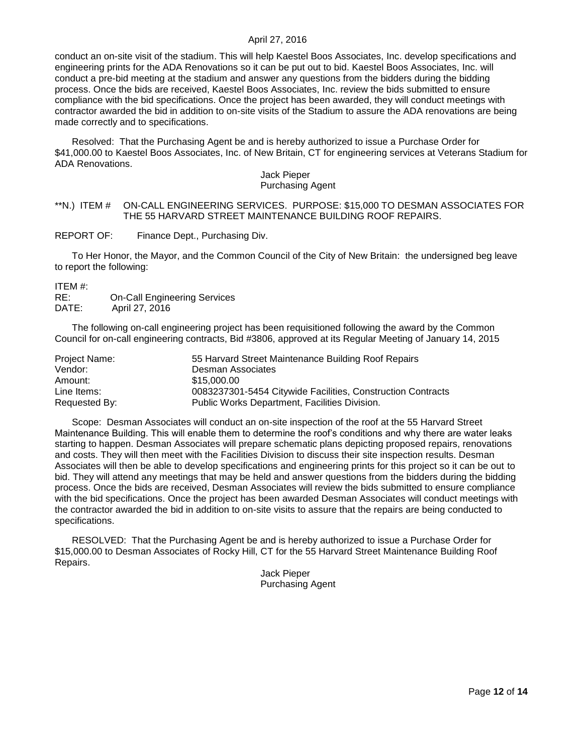conduct an on-site visit of the stadium. This will help Kaestel Boos Associates, Inc. develop specifications and engineering prints for the ADA Renovations so it can be put out to bid. Kaestel Boos Associates, Inc. will conduct a pre-bid meeting at the stadium and answer any questions from the bidders during the bidding process. Once the bids are received, Kaestel Boos Associates, Inc. review the bids submitted to ensure compliance with the bid specifications. Once the project has been awarded, they will conduct meetings with contractor awarded the bid in addition to on-site visits of the Stadium to assure the ADA renovations are being made correctly and to specifications.

Resolved: That the Purchasing Agent be and is hereby authorized to issue a Purchase Order for $41,000.00 to Kaestel Boos Associates, Inc. of New Britain, CT for engineering services at Veterans Stadium for ADA Renovations.

Jack Pieper
Purchasing Agent

**N.) ITEM # ON-CALL ENGINEERING SERVICES. PURPOSE: $15,000 TO DESMAN ASSOCIATES FOR THE 55 HARVARD STREET MAINTENANCE BUILDING ROOF REPAIRS.

REPORT OF: Finance Dept., Purchasing Div.

To Her Honor, the Mayor, and the Common Council of the City of New Britain: the undersigned beg leave to report the following:

ITEM #:
RE: On-Call Engineering Services
DATE: April 27, 2016

The following on-call engineering project has been requisitioned following the award by the Common Council for on-call engineering contracts, Bid #3806, approved at its Regular Meeting of January 14, 2015

| | |
|---|---|
| Project Name: | 55 Harvard Street Maintenance Building Roof Repairs |
| Vendor: | Desman Associates |
| Amount: | $15,000.00 |
| Line Items: | 0083237301-5454 Citywide Facilities, Construction Contracts |
| Requested By: | Public Works Department, Facilities Division. |

Scope: Desman Associates will conduct an on-site inspection of the roof at the 55 Harvard Street Maintenance Building. This will enable them to determine the roof's conditions and why there are water leaks starting to happen. Desman Associates will prepare schematic plans depicting proposed repairs, renovations and costs. They will then meet with the Facilities Division to discuss their site inspection results. Desman Associates will then be able to develop specifications and engineering prints for this project so it can be out to bid. They will attend any meetings that may be held and answer questions from the bidders during the bidding process. Once the bids are received, Desman Associates will review the bids submitted to ensure compliance with the bid specifications. Once the project has been awarded Desman Associates will conduct meetings with the contractor awarded the bid in addition to on-site visits to assure that the repairs are being conducted to specifications.

RESOLVED: That the Purchasing Agent be and is hereby authorized to issue a Purchase Order for $15,000.00 to Desman Associates of Rocky Hill, CT for the 55 Harvard Street Maintenance Building Roof Repairs.

Jack Pieper
Purchasing Agent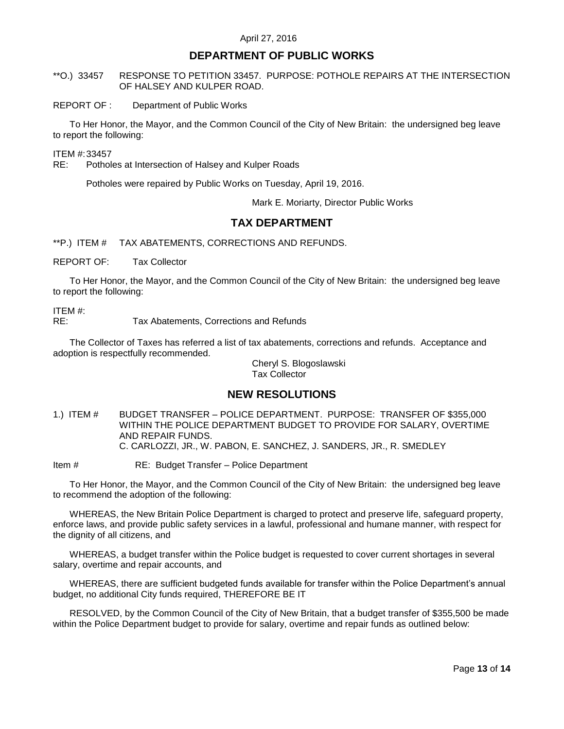## DEPARTMENT OF PUBLIC WORKS

**O.) 33457 RESPONSE TO PETITION 33457. PURPOSE: POTHOLE REPAIRS AT THE INTERSECTION OF HALSEY AND KULPER ROAD.

REPORT OF : Department of Public Works

To Her Honor, the Mayor, and the Common Council of the City of New Britain: the undersigned beg leave to report the following:

ITEM #: 33457
RE: Potholes at Intersection of Halsey and Kulper Roads

Potholes were repaired by Public Works on Tuesday, April 19, 2016.

Mark E. Moriarty, Director Public Works

## TAX DEPARTMENT

**P.) ITEM # TAX ABATEMENTS, CORRECTIONS AND REFUNDS.

REPORT OF: Tax Collector

To Her Honor, the Mayor, and the Common Council of the City of New Britain: the undersigned beg leave to report the following:

ITEM #:
RE: Tax Abatements, Corrections and Refunds

The Collector of Taxes has referred a list of tax abatements, corrections and refunds. Acceptance and adoption is respectfully recommended.

Cheryl S. Blogoslawski
Tax Collector

## NEW RESOLUTIONS

1.) ITEM # BUDGET TRANSFER – POLICE DEPARTMENT. PURPOSE: TRANSFER OF $355,000 WITHIN THE POLICE DEPARTMENT BUDGET TO PROVIDE FOR SALARY, OVERTIME AND REPAIR FUNDS.
C. CARLOZZI, JR., W. PABON, E. SANCHEZ, J. SANDERS, JR., R. SMEDLEY

Item # RE: Budget Transfer – Police Department

To Her Honor, the Mayor, and the Common Council of the City of New Britain: the undersigned beg leave to recommend the adoption of the following:

WHEREAS, the New Britain Police Department is charged to protect and preserve life, safeguard property, enforce laws, and provide public safety services in a lawful, professional and humane manner, with respect for the dignity of all citizens, and

WHEREAS, a budget transfer within the Police budget is requested to cover current shortages in several salary, overtime and repair accounts, and

WHEREAS, there are sufficient budgeted funds available for transfer within the Police Department's annual budget, no additional City funds required, THEREFORE BE IT

RESOLVED, by the Common Council of the City of New Britain, that a budget transfer of $355,500 be made within the Police Department budget to provide for salary, overtime and repair funds as outlined below: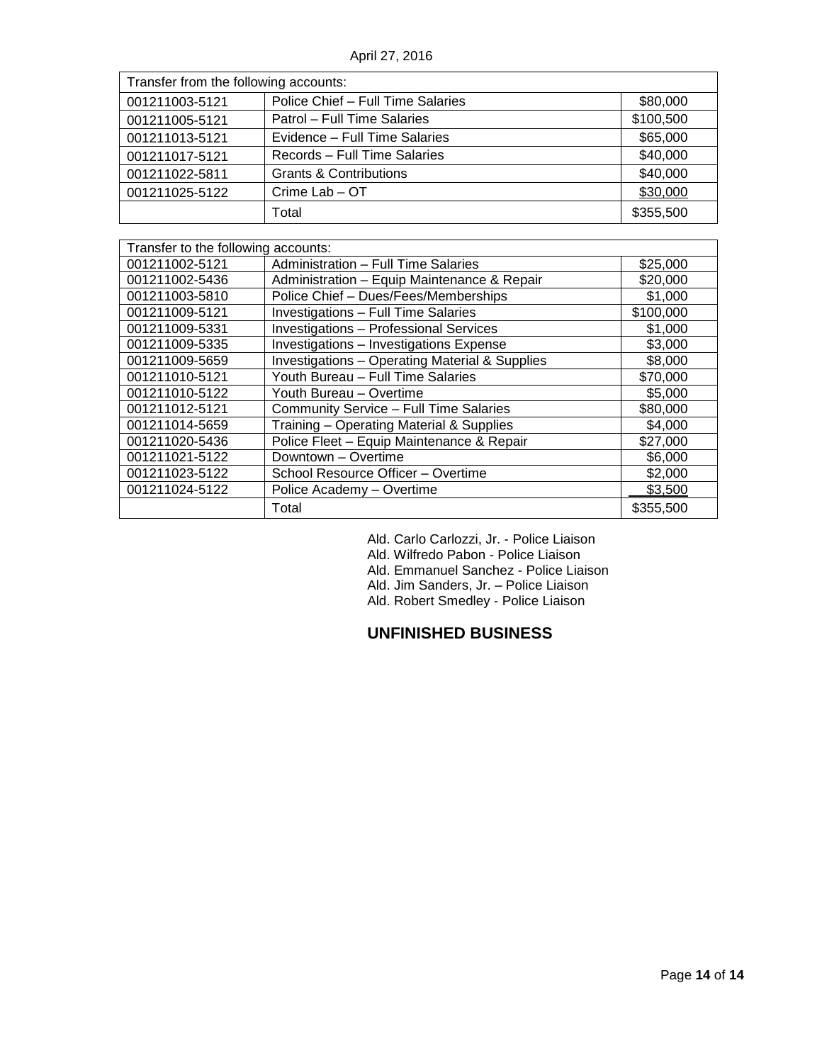| | | |
|---|---|---|
| Transfer from the following accounts: | | |
| 001211003-5121 | Police Chief – Full Time Salaries | $80,000 |
| 001211005-5121 | Patrol – Full Time Salaries | $100,500 |
| 001211013-5121 | Evidence – Full Time Salaries | $65,000 |
| 001211017-5121 | Records – Full Time Salaries | $40,000 |
| 001211022-5811 | Grants & Contributions | $40,000 |
| 001211025-5122 | Crime Lab – OT | $30,000 |
| | Total | $355,500 |

| | | |
|---|---|---|
| Transfer to the following accounts: | | |
| 001211002-5121 | Administration – Full Time Salaries | $25,000 |
| 001211002-5436 | Administration – Equip Maintenance & Repair | $20,000 |
| 001211003-5810 | Police Chief – Dues/Fees/Memberships | $1,000 |
| 001211009-5121 | Investigations – Full Time Salaries | $100,000 |
| 001211009-5331 | Investigations – Professional Services | $1,000 |
| 001211009-5335 | Investigations – Investigations Expense | $3,000 |
| 001211009-5659 | Investigations – Operating Material & Supplies | $8,000 |
| 001211010-5121 | Youth Bureau – Full Time Salaries | $70,000 |
| 001211010-5122 | Youth Bureau – Overtime | $5,000 |
| 001211012-5121 | Community Service – Full Time Salaries | $80,000 |
| 001211014-5659 | Training – Operating Material & Supplies | $4,000 |
| 001211020-5436 | Police Fleet – Equip Maintenance & Repair | $27,000 |
| 001211021-5122 | Downtown – Overtime | $6,000 |
| 001211023-5122 | School Resource Officer – Overtime | $2,000 |
| 001211024-5122 | Police Academy – Overtime | $3,500 |
| | Total | $355,500 |

Ald. Carlo Carlozzi, Jr. - Police Liaison
Ald. Wilfredo Pabon - Police Liaison
Ald. Emmanuel Sanchez - Police Liaison
Ald. Jim Sanders, Jr. – Police Liaison
Ald. Robert Smedley - Police Liaison

## UNFINISHED BUSINESS